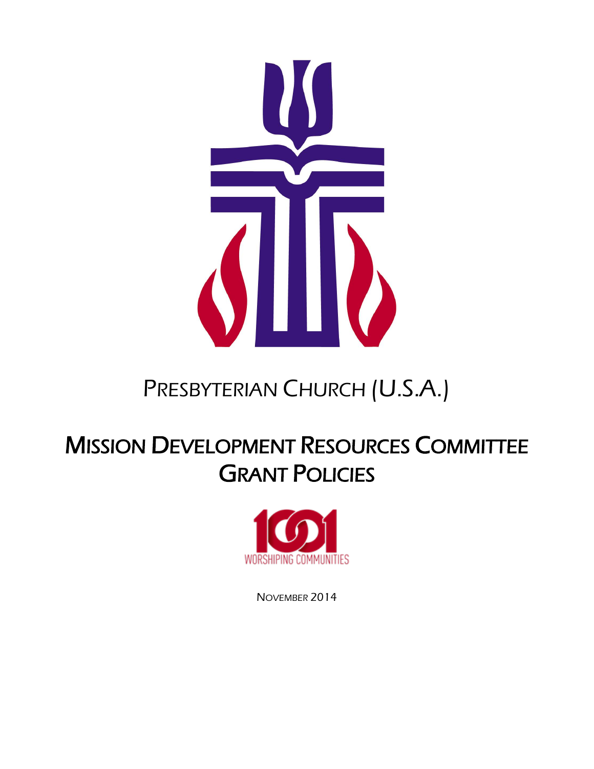# PRESBYTERIAN CHURCH (U.S.A.)

# MISSION DEVELOPMENT RESOURCES COMMITTEE GRANT POLICIES

1001 WORSHIPING COMMUNITIES

NOVEMBER 2014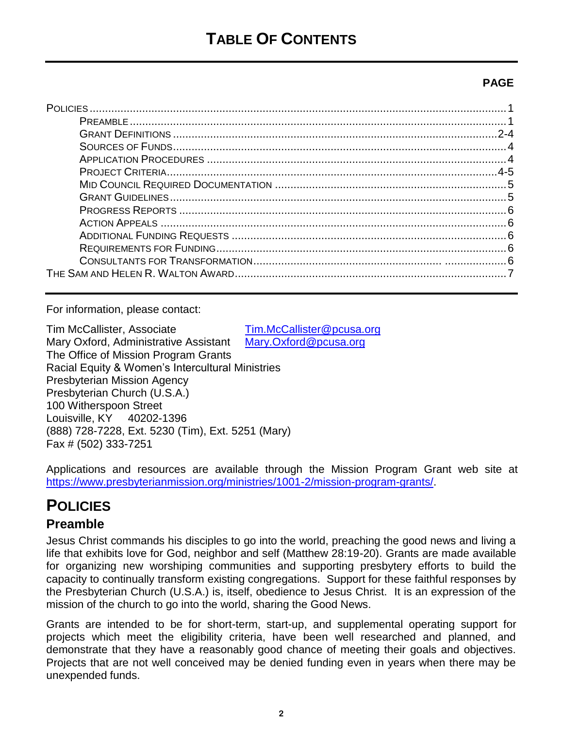# TABLE OF CONTENTS

| | PAGE |
|---|---|
| POLICIES | 1 |
| PREAMBLE | 1 |
| GRANT DEFINITIONS | 2-4 |
| SOURCES OF FUNDS | 4 |
| APPLICATION PROCEDURES | 4 |
| PROJECT CRITERIA | 4-5 |
| MID COUNCIL REQUIRED DOCUMENTATION | 5 |
| GRANT GUIDELINES | 5 |
| PROGRESS REPORTS | 6 |
| ACTION APPEALS | 6 |
| ADDITIONAL FUNDING REQUESTS | 6 |
| REQUIREMENTS FOR FUNDING | 6 |
| CONSULTANTS FOR TRANSFORMATION | 6 |
| THE SAM AND HELEN R. WALTON AWARD | 7 |

For information, please contact:

Tim McCallister, Associate Tim.McCallister@pcusa.org
Mary Oxford, Administrative Assistant Mary.Oxford@pcusa.org
The Office of Mission Program Grants
Racial Equity & Women's Intercultural Ministries
Presbyterian Mission Agency
Presbyterian Church (U.S.A.)
100 Witherspoon Street
Louisville, KY 40202-1396
(888) 728-7228, Ext. 5230 (Tim), Ext. 5251 (Mary)
Fax # (502) 333-7251

Applications and resources are available through the Mission Program Grant web site at https://www.presbyterianmission.org/ministries/1001-2/mission-program-grants/.

# POLICIES

## Preamble

Jesus Christ commands his disciples to go into the world, preaching the good news and living a life that exhibits love for God, neighbor and self (Matthew 28:19-20). Grants are made available for organizing new worshiping communities and supporting presbytery efforts to build the capacity to continually transform existing congregations. Support for these faithful responses by the Presbyterian Church (U.S.A.) is, itself, obedience to Jesus Christ. It is an expression of the mission of the church to go into the world, sharing the Good News.

Grants are intended to be for short-term, start-up, and supplemental operating support for projects which meet the eligibility criteria, have been well researched and planned, and demonstrate that they have a reasonably good chance of meeting their goals and objectives. Projects that are not well conceived may be denied funding even in years when there may be unexpended funds.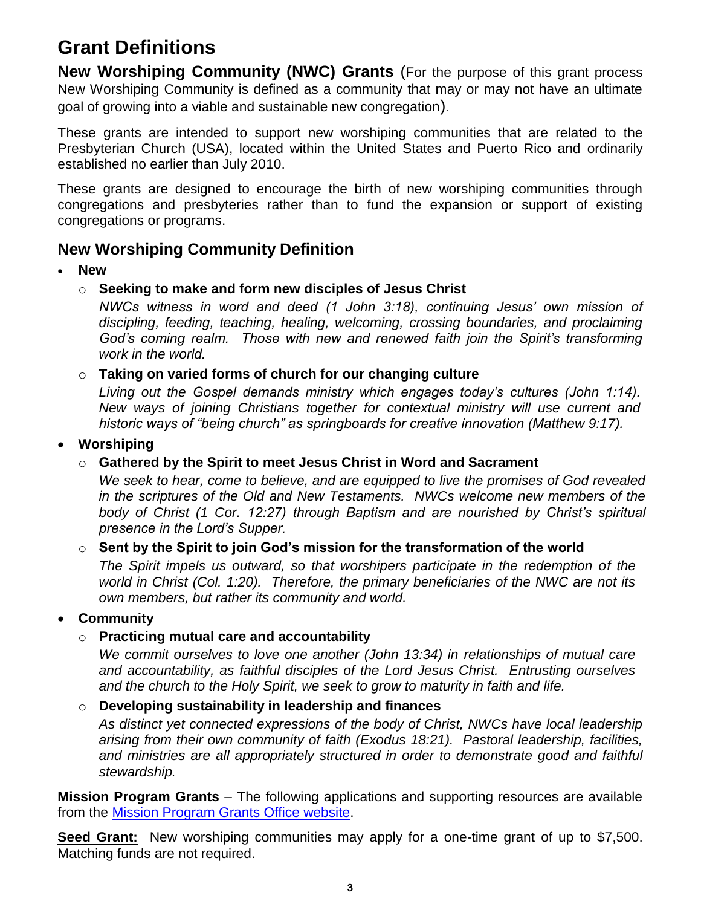# Grant Definitions

**New Worshiping Community (NWC) Grants** (For the purpose of this grant process New Worshiping Community is defined as a community that may or may not have an ultimate goal of growing into a viable and sustainable new congregation).

These grants are intended to support new worshiping communities that are related to the Presbyterian Church (USA), located within the United States and Puerto Rico and ordinarily established no earlier than July 2010.

These grants are designed to encourage the birth of new worshiping communities through congregations and presbyteries rather than to fund the expansion or support of existing congregations or programs.

## New Worshiping Community Definition

- **New**
  - **Seeking to make and form new disciples of Jesus Christ**

    *NWCs witness in word and deed (1 John 3:18), continuing Jesus' own mission of discipling, feeding, teaching, healing, welcoming, crossing boundaries, and proclaiming God's coming realm. Those with new and renewed faith join the Spirit's transforming work in the world.*
  - **Taking on varied forms of church for our changing culture**

    *Living out the Gospel demands ministry which engages today's cultures (John 1:14). New ways of joining Christians together for contextual ministry will use current and historic ways of "being church" as springboards for creative innovation (Matthew 9:17).*
- **Worshiping**
  - **Gathered by the Spirit to meet Jesus Christ in Word and Sacrament**

    *We seek to hear, come to believe, and are equipped to live the promises of God revealed in the scriptures of the Old and New Testaments. NWCs welcome new members of the body of Christ (1 Cor. 12:27) through Baptism and are nourished by Christ's spiritual presence in the Lord's Supper.*
  - **Sent by the Spirit to join God's mission for the transformation of the world**

    *The Spirit impels us outward, so that worshipers participate in the redemption of the world in Christ (Col. 1:20). Therefore, the primary beneficiaries of the NWC are not its own members, but rather its community and world.*
- **Community**
  - **Practicing mutual care and accountability**

    *We commit ourselves to love one another (John 13:34) in relationships of mutual care and accountability, as faithful disciples of the Lord Jesus Christ. Entrusting ourselves and the church to the Holy Spirit, we seek to grow to maturity in faith and life.*
  - **Developing sustainability in leadership and finances**

    *As distinct yet connected expressions of the body of Christ, NWCs have local leadership arising from their own community of faith (Exodus 18:21). Pastoral leadership, facilities, and ministries are all appropriately structured in order to demonstrate good and faithful stewardship.*

**Mission Program Grants** – The following applications and supporting resources are available from the Mission Program Grants Office website.

**Seed Grant:** New worshiping communities may apply for a one-time grant of up to $7,500. Matching funds are not required.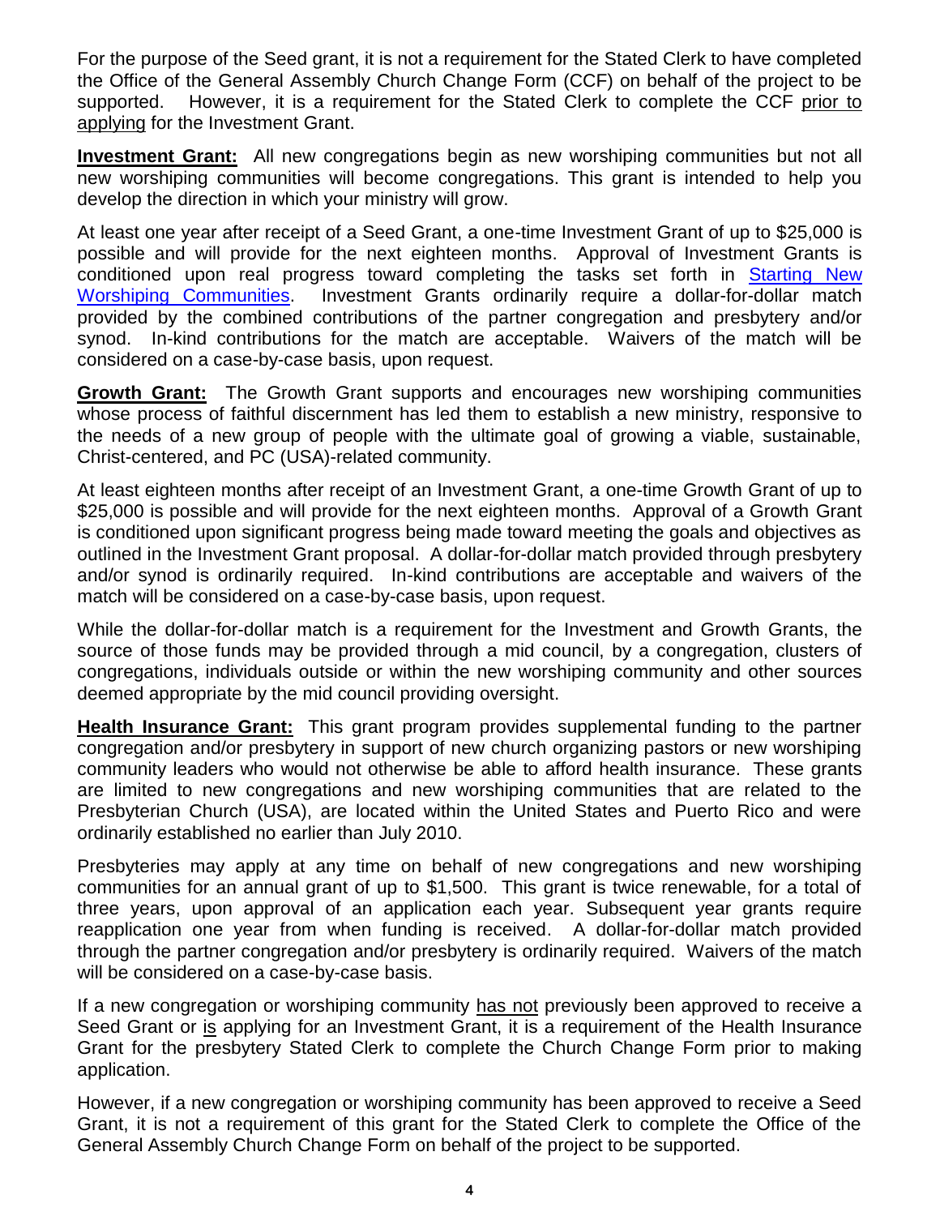For the purpose of the Seed grant, it is not a requirement for the Stated Clerk to have completed the Office of the General Assembly Church Change Form (CCF) on behalf of the project to be supported. However, it is a requirement for the Stated Clerk to complete the CCF prior to applying for the Investment Grant.

**Investment Grant:** All new congregations begin as new worshiping communities but not all new worshiping communities will become congregations. This grant is intended to help you develop the direction in which your ministry will grow.

At least one year after receipt of a Seed Grant, a one-time Investment Grant of up to $25,000 is possible and will provide for the next eighteen months. Approval of Investment Grants is conditioned upon real progress toward completing the tasks set forth in Starting New Worshiping Communities. Investment Grants ordinarily require a dollar-for-dollar match provided by the combined contributions of the partner congregation and presbytery and/or synod. In-kind contributions for the match are acceptable. Waivers of the match will be considered on a case-by-case basis, upon request.

**Growth Grant:** The Growth Grant supports and encourages new worshiping communities whose process of faithful discernment has led them to establish a new ministry, responsive to the needs of a new group of people with the ultimate goal of growing a viable, sustainable, Christ-centered, and PC (USA)-related community.

At least eighteen months after receipt of an Investment Grant, a one-time Growth Grant of up to $25,000 is possible and will provide for the next eighteen months. Approval of a Growth Grant is conditioned upon significant progress being made toward meeting the goals and objectives as outlined in the Investment Grant proposal. A dollar-for-dollar match provided through presbytery and/or synod is ordinarily required. In-kind contributions are acceptable and waivers of the match will be considered on a case-by-case basis, upon request.

While the dollar-for-dollar match is a requirement for the Investment and Growth Grants, the source of those funds may be provided through a mid council, by a congregation, clusters of congregations, individuals outside or within the new worshiping community and other sources deemed appropriate by the mid council providing oversight.

**Health Insurance Grant:** This grant program provides supplemental funding to the partner congregation and/or presbytery in support of new church organizing pastors or new worshiping community leaders who would not otherwise be able to afford health insurance. These grants are limited to new congregations and new worshiping communities that are related to the Presbyterian Church (USA), are located within the United States and Puerto Rico and were ordinarily established no earlier than July 2010.

Presbyteries may apply at any time on behalf of new congregations and new worshiping communities for an annual grant of up to $1,500. This grant is twice renewable, for a total of three years, upon approval of an application each year. Subsequent year grants require reapplication one year from when funding is received. A dollar-for-dollar match provided through the partner congregation and/or presbytery is ordinarily required. Waivers of the match will be considered on a case-by-case basis.

If a new congregation or worshiping community has not previously been approved to receive a Seed Grant or is applying for an Investment Grant, it is a requirement of the Health Insurance Grant for the presbytery Stated Clerk to complete the Church Change Form prior to making application.

However, if a new congregation or worshiping community has been approved to receive a Seed Grant, it is not a requirement of this grant for the Stated Clerk to complete the Office of the General Assembly Church Change Form on behalf of the project to be supported.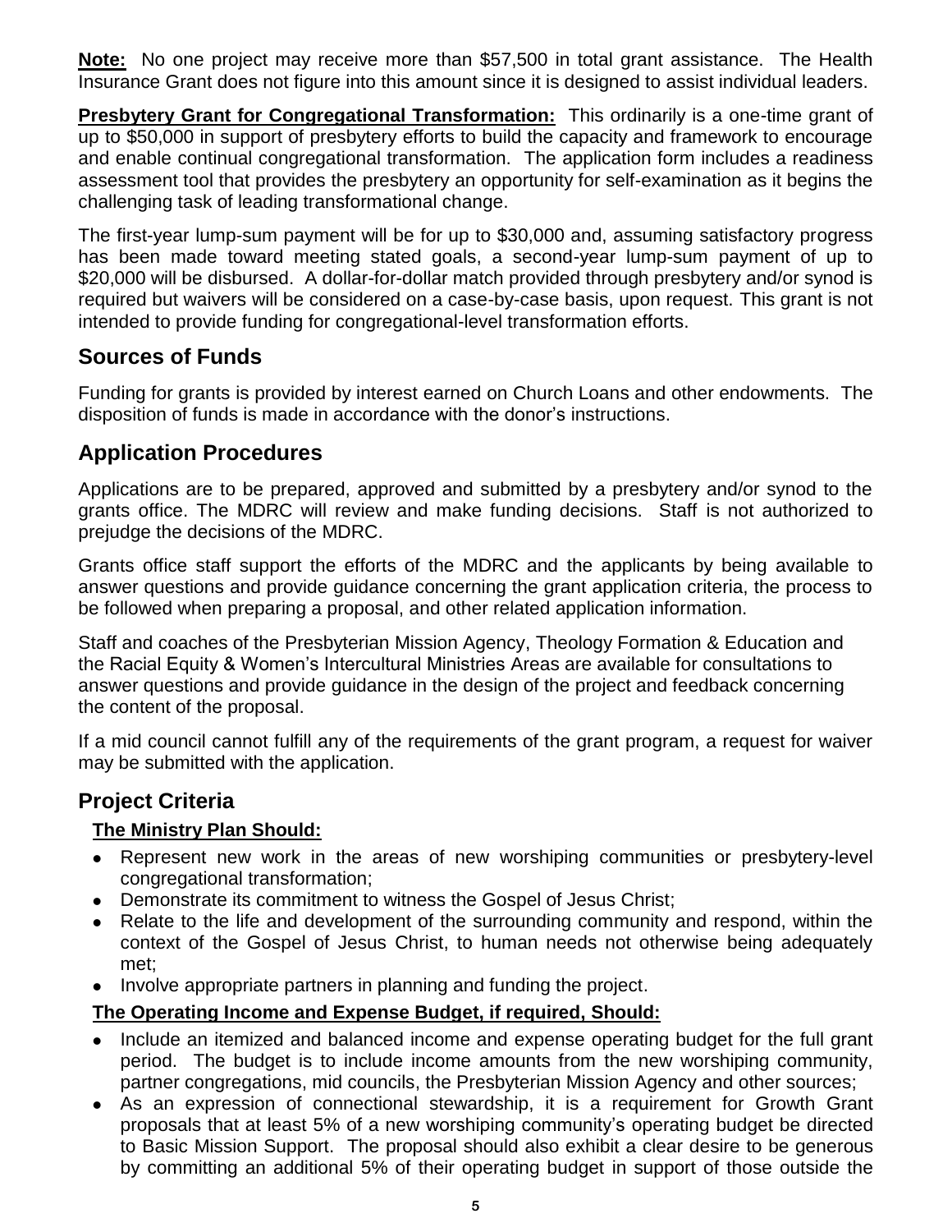**Note:** No one project may receive more than $57,500 in total grant assistance. The Health Insurance Grant does not figure into this amount since it is designed to assist individual leaders.

**Presbytery Grant for Congregational Transformation:** This ordinarily is a one-time grant of up to $50,000 in support of presbytery efforts to build the capacity and framework to encourage and enable continual congregational transformation. The application form includes a readiness assessment tool that provides the presbytery an opportunity for self-examination as it begins the challenging task of leading transformational change.

The first-year lump-sum payment will be for up to $30,000 and, assuming satisfactory progress has been made toward meeting stated goals, a second-year lump-sum payment of up to $20,000 will be disbursed. A dollar-for-dollar match provided through presbytery and/or synod is required but waivers will be considered on a case-by-case basis, upon request. This grant is not intended to provide funding for congregational-level transformation efforts.

## Sources of Funds

Funding for grants is provided by interest earned on Church Loans and other endowments. The disposition of funds is made in accordance with the donor's instructions.

## Application Procedures

Applications are to be prepared, approved and submitted by a presbytery and/or synod to the grants office. The MDRC will review and make funding decisions. Staff is not authorized to prejudge the decisions of the MDRC.

Grants office staff support the efforts of the MDRC and the applicants by being available to answer questions and provide guidance concerning the grant application criteria, the process to be followed when preparing a proposal, and other related application information.

Staff and coaches of the Presbyterian Mission Agency, Theology Formation & Education and the Racial Equity & Women's Intercultural Ministries Areas are available for consultations to answer questions and provide guidance in the design of the project and feedback concerning the content of the proposal.

If a mid council cannot fulfill any of the requirements of the grant program, a request for waiver may be submitted with the application.

## Project Criteria

### The Ministry Plan Should:

- Represent new work in the areas of new worshiping communities or presbytery-level congregational transformation;
- Demonstrate its commitment to witness the Gospel of Jesus Christ;
- Relate to the life and development of the surrounding community and respond, within the context of the Gospel of Jesus Christ, to human needs not otherwise being adequately met;
- Involve appropriate partners in planning and funding the project.

### The Operating Income and Expense Budget, if required, Should:

- Include an itemized and balanced income and expense operating budget for the full grant period. The budget is to include income amounts from the new worshiping community, partner congregations, mid councils, the Presbyterian Mission Agency and other sources;
- As an expression of connectional stewardship, it is a requirement for Growth Grant proposals that at least 5% of a new worshiping community's operating budget be directed to Basic Mission Support. The proposal should also exhibit a clear desire to be generous by committing an additional 5% of their operating budget in support of those outside the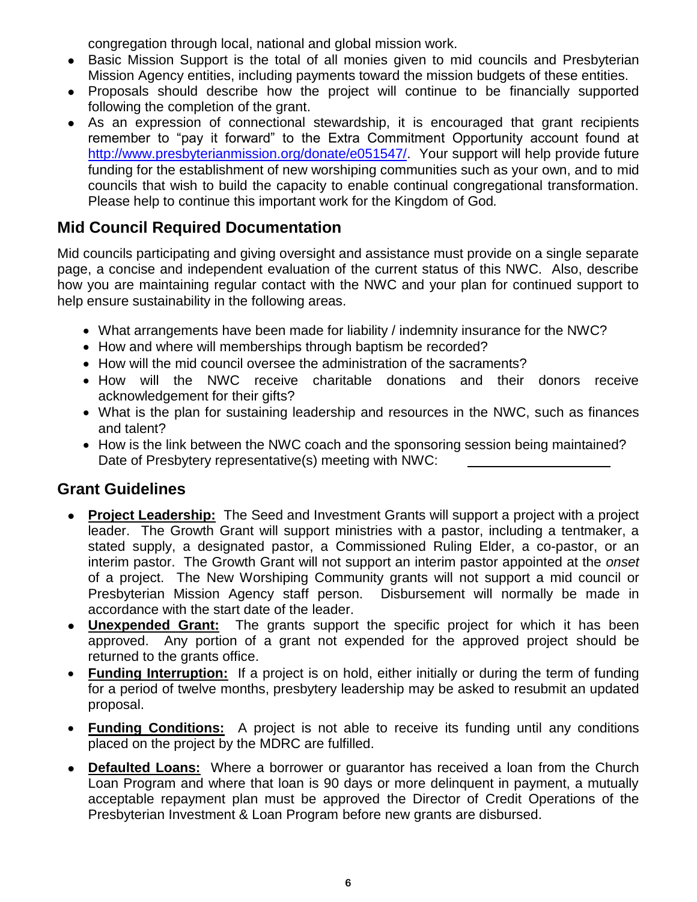congregation through local, national and global mission work.

- Basic Mission Support is the total of all monies given to mid councils and Presbyterian Mission Agency entities, including payments toward the mission budgets of these entities.
- Proposals should describe how the project will continue to be financially supported following the completion of the grant.
- As an expression of connectional stewardship, it is encouraged that grant recipients remember to "pay it forward" to the Extra Commitment Opportunity account found at [http://www.presbyterianmission.org/donate/e051547/](http://www.presbyterianmission.org/donate/e051547/). Your support will help provide future funding for the establishment of new worshiping communities such as your own, and to mid councils that wish to build the capacity to enable continual congregational transformation. Please help to continue this important work for the Kingdom of God*.*

## Mid Council Required Documentation

Mid councils participating and giving oversight and assistance must provide on a single separate page, a concise and independent evaluation of the current status of this NWC. Also, describe how you are maintaining regular contact with the NWC and your plan for continued support to help ensure sustainability in the following areas.

- What arrangements have been made for liability / indemnity insurance for the NWC?
- How and where will memberships through baptism be recorded?
- How will the mid council oversee the administration of the sacraments?
- How will the NWC receive charitable donations and their donors receive acknowledgement for their gifts?
- What is the plan for sustaining leadership and resources in the NWC, such as finances and talent?
- How is the link between the NWC coach and the sponsoring session being maintained? Date of Presbytery representative(s) meeting with NWC: ____________________

## Grant Guidelines

- **Project Leadership:** The Seed and Investment Grants will support a project with a project leader. The Growth Grant will support ministries with a pastor, including a tentmaker, a stated supply, a designated pastor, a Commissioned Ruling Elder, a co-pastor, or an interim pastor. The Growth Grant will not support an interim pastor appointed at the *onset* of a project. The New Worshiping Community grants will not support a mid council or Presbyterian Mission Agency staff person. Disbursement will normally be made in accordance with the start date of the leader.
- **Unexpended Grant:** The grants support the specific project for which it has been approved. Any portion of a grant not expended for the approved project should be returned to the grants office.
- **Funding Interruption:** If a project is on hold, either initially or during the term of funding for a period of twelve months, presbytery leadership may be asked to resubmit an updated proposal.
- **Funding Conditions:** A project is not able to receive its funding until any conditions placed on the project by the MDRC are fulfilled.
- **Defaulted Loans:** Where a borrower or guarantor has received a loan from the Church Loan Program and where that loan is 90 days or more delinquent in payment, a mutually acceptable repayment plan must be approved the Director of Credit Operations of the Presbyterian Investment & Loan Program before new grants are disbursed.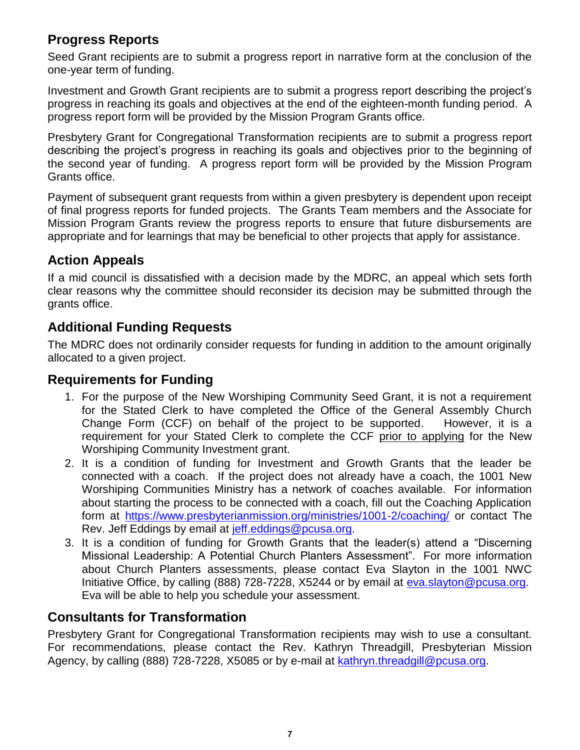## Progress Reports

Seed Grant recipients are to submit a progress report in narrative form at the conclusion of the one-year term of funding.

Investment and Growth Grant recipients are to submit a progress report describing the project's progress in reaching its goals and objectives at the end of the eighteen-month funding period. A progress report form will be provided by the Mission Program Grants office.

Presbytery Grant for Congregational Transformation recipients are to submit a progress report describing the project's progress in reaching its goals and objectives prior to the beginning of the second year of funding. A progress report form will be provided by the Mission Program Grants office.

Payment of subsequent grant requests from within a given presbytery is dependent upon receipt of final progress reports for funded projects. The Grants Team members and the Associate for Mission Program Grants review the progress reports to ensure that future disbursements are appropriate and for learnings that may be beneficial to other projects that apply for assistance.

## Action Appeals

If a mid council is dissatisfied with a decision made by the MDRC, an appeal which sets forth clear reasons why the committee should reconsider its decision may be submitted through the grants office.

## Additional Funding Requests

The MDRC does not ordinarily consider requests for funding in addition to the amount originally allocated to a given project.

## Requirements for Funding

1. For the purpose of the New Worshiping Community Seed Grant, it is not a requirement for the Stated Clerk to have completed the Office of the General Assembly Church Change Form (CCF) on behalf of the project to be supported. However, it is a requirement for your Stated Clerk to complete the CCF <u>prior to applying</u> for the New Worshiping Community Investment grant.
2. It is a condition of funding for Investment and Growth Grants that the leader be connected with a coach. If the project does not already have a coach, the 1001 New Worshiping Communities Ministry has a network of coaches available. For information about starting the process to be connected with a coach, fill out the Coaching Application form at https://www.presbyterianmission.org/ministries/1001-2/coaching/ or contact The Rev. Jeff Eddings by email at jeff.eddings@pcusa.org.
3. It is a condition of funding for Growth Grants that the leader(s) attend a "Discerning Missional Leadership: A Potential Church Planters Assessment". For more information about Church Planters assessments, please contact Eva Slayton in the 1001 NWC Initiative Office, by calling (888) 728-7228, X5244 or by email at eva.slayton@pcusa.org. Eva will be able to help you schedule your assessment.

## Consultants for Transformation

Presbytery Grant for Congregational Transformation recipients may wish to use a consultant. For recommendations, please contact the Rev. Kathryn Threadgill, Presbyterian Mission Agency, by calling (888) 728-7228, X5085 or by e-mail at kathryn.threadgill@pcusa.org.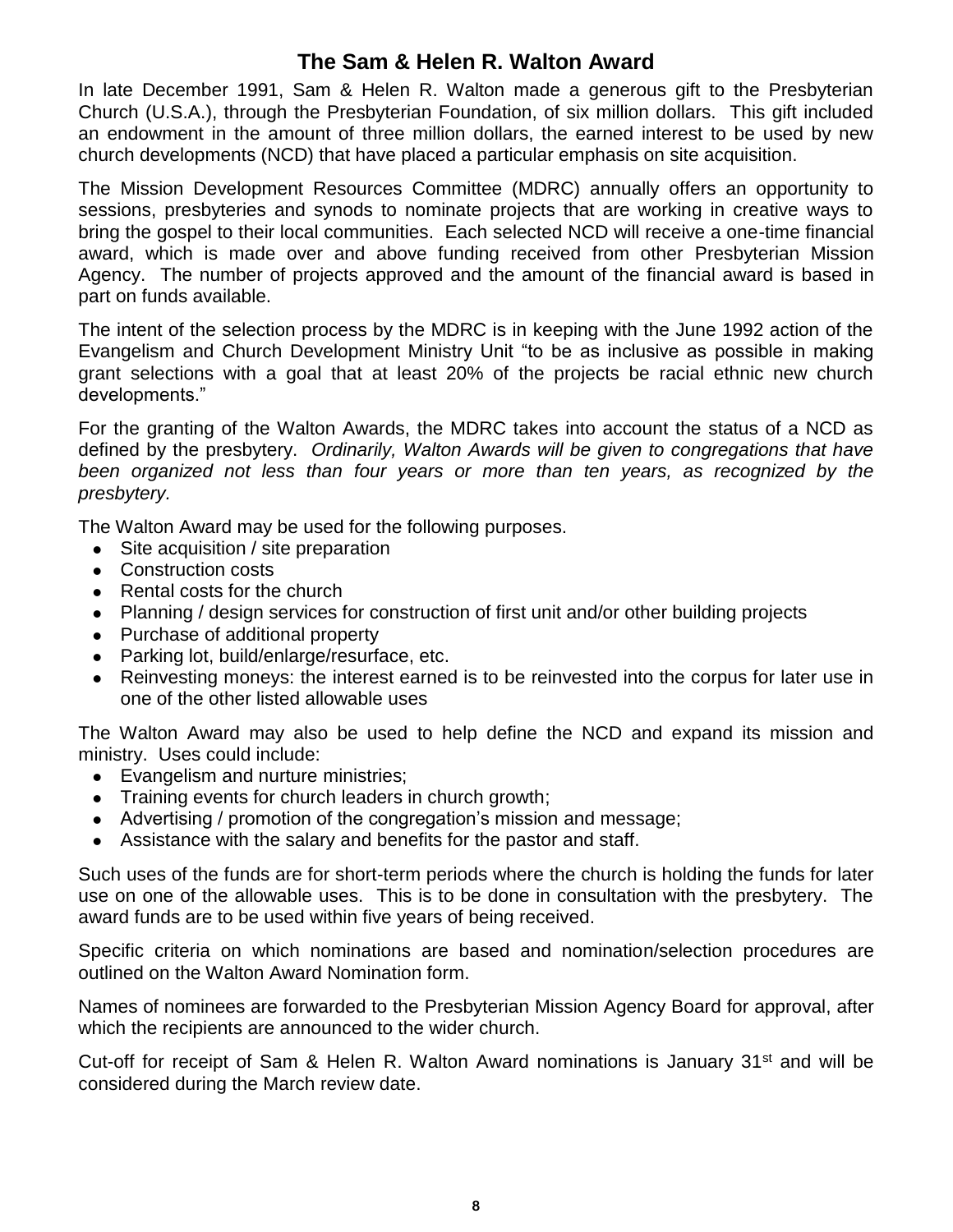# The Sam & Helen R. Walton Award

In late December 1991, Sam & Helen R. Walton made a generous gift to the Presbyterian Church (U.S.A.), through the Presbyterian Foundation, of six million dollars. This gift included an endowment in the amount of three million dollars, the earned interest to be used by new church developments (NCD) that have placed a particular emphasis on site acquisition.

The Mission Development Resources Committee (MDRC) annually offers an opportunity to sessions, presbyteries and synods to nominate projects that are working in creative ways to bring the gospel to their local communities. Each selected NCD will receive a one-time financial award, which is made over and above funding received from other Presbyterian Mission Agency. The number of projects approved and the amount of the financial award is based in part on funds available.

The intent of the selection process by the MDRC is in keeping with the June 1992 action of the Evangelism and Church Development Ministry Unit "to be as inclusive as possible in making grant selections with a goal that at least 20% of the projects be racial ethnic new church developments."

For the granting of the Walton Awards, the MDRC takes into account the status of a NCD as defined by the presbytery. *Ordinarily, Walton Awards will be given to congregations that have been organized not less than four years or more than ten years, as recognized by the presbytery.*

The Walton Award may be used for the following purposes.

- Site acquisition / site preparation
- Construction costs
- Rental costs for the church
- Planning / design services for construction of first unit and/or other building projects
- Purchase of additional property
- Parking lot, build/enlarge/resurface, etc.
- Reinvesting moneys: the interest earned is to be reinvested into the corpus for later use in one of the other listed allowable uses

The Walton Award may also be used to help define the NCD and expand its mission and ministry. Uses could include:

- Evangelism and nurture ministries;
- Training events for church leaders in church growth;
- Advertising / promotion of the congregation's mission and message;
- Assistance with the salary and benefits for the pastor and staff.

Such uses of the funds are for short-term periods where the church is holding the funds for later use on one of the allowable uses. This is to be done in consultation with the presbytery. The award funds are to be used within five years of being received.

Specific criteria on which nominations are based and nomination/selection procedures are outlined on the Walton Award Nomination form.

Names of nominees are forwarded to the Presbyterian Mission Agency Board for approval, after which the recipients are announced to the wider church.

Cut-off for receipt of Sam & Helen R. Walton Award nominations is January 31st and will be considered during the March review date.